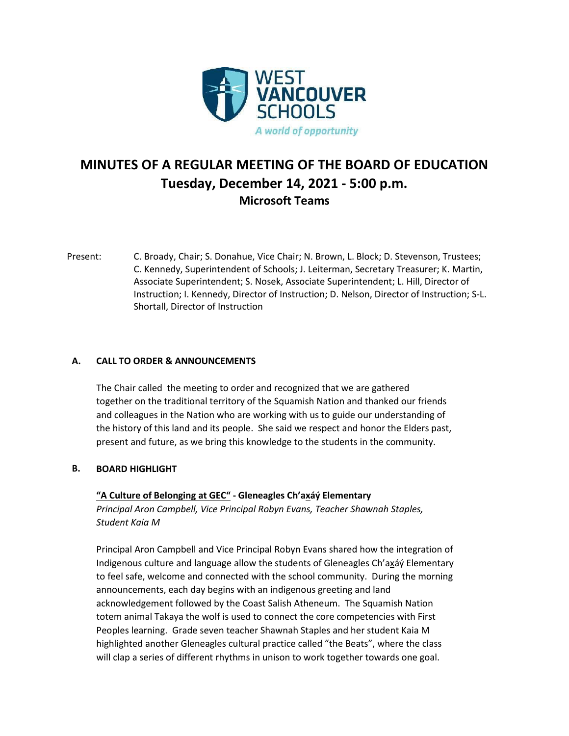WEST VANCOUVER SCHOOLS

*A world of opportunity*

# MINUTES OF A REGULAR MEETING OF THE BOARD OF EDUCATION
## Tuesday, December 14, 2021 - 5:00 p.m.
### Microsoft Teams

Present: C. Broady, Chair; S. Donahue, Vice Chair; N. Brown, L. Block; D. Stevenson, Trustees; C. Kennedy, Superintendent of Schools; J. Leiterman, Secretary Treasurer; K. Martin, Associate Superintendent; S. Nosek, Associate Superintendent; L. Hill, Director of Instruction; I. Kennedy, Director of Instruction; D. Nelson, Director of Instruction; S-L. Shortall, Director of Instruction

## A. CALL TO ORDER & ANNOUNCEMENTS

The Chair called the meeting to order and recognized that we are gathered together on the traditional territory of the Squamish Nation and thanked our friends and colleagues in the Nation who are working with us to guide our understanding of the history of this land and its people. She said we respect and honor the Elders past, present and future, as we bring this knowledge to the students in the community.

## B. BOARD HIGHLIGHT

**"A Culture of Belonging at GEC" - Gleneagles Ch'ax̱áý Elementary**
*Principal Aron Campbell, Vice Principal Robyn Evans, Teacher Shawnah Staples, Student Kaia M*

Principal Aron Campbell and Vice Principal Robyn Evans shared how the integration of Indigenous culture and language allow the students of Gleneagles Ch'ax̱áý Elementary to feel safe, welcome and connected with the school community. During the morning announcements, each day begins with an indigenous greeting and land acknowledgement followed by the Coast Salish Atheneum. The Squamish Nation totem animal Takaya the wolf is used to connect the core competencies with First Peoples learning. Grade seven teacher Shawnah Staples and her student Kaia M highlighted another Gleneagles cultural practice called "the Beats", where the class will clap a series of different rhythms in unison to work together towards one goal.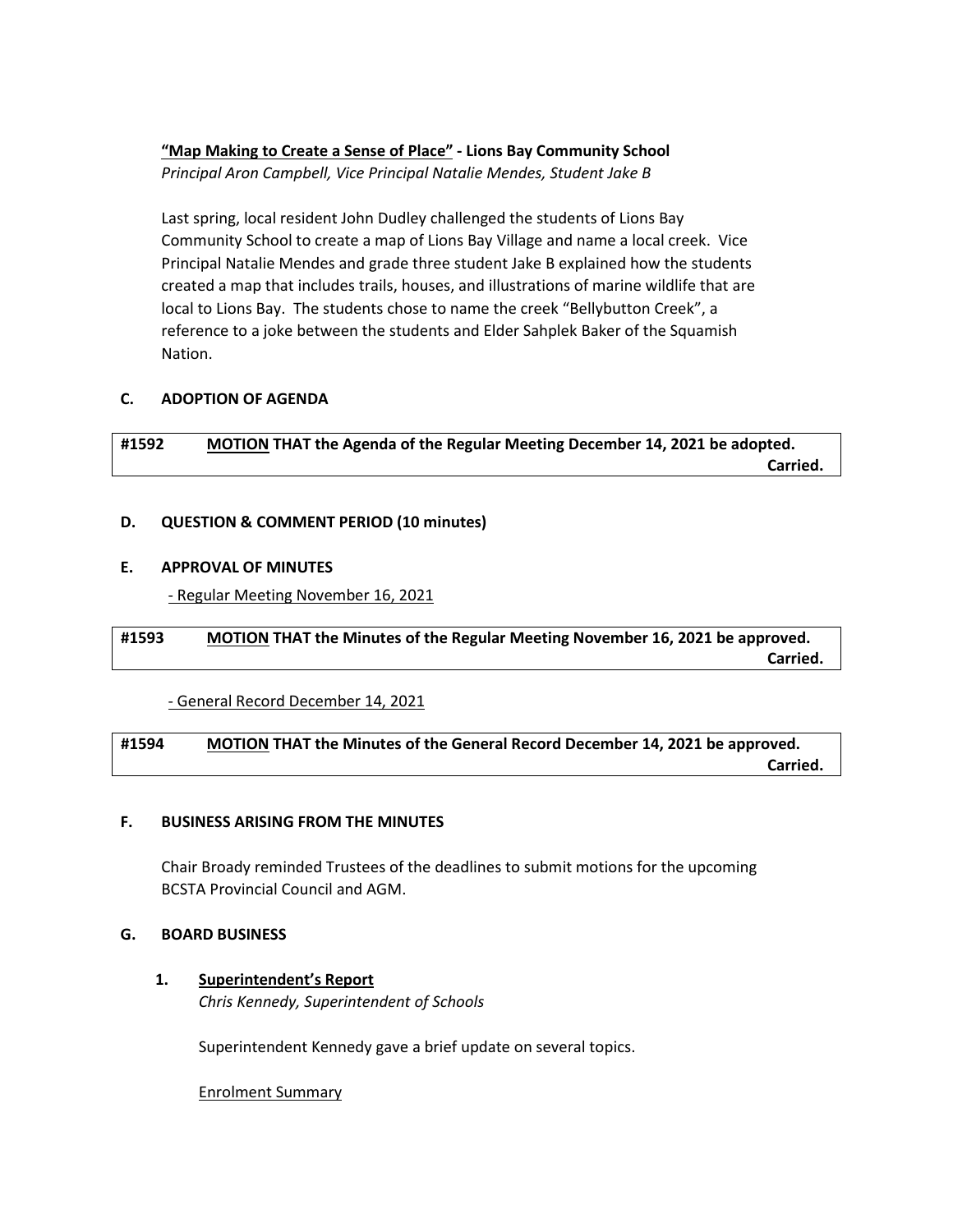**<u>"Map Making to Create a Sense of Place"</u> - Lions Bay Community School**
*Principal Aron Campbell, Vice Principal Natalie Mendes, Student Jake B*

Last spring, local resident John Dudley challenged the students of Lions Bay Community School to create a map of Lions Bay Village and name a local creek. Vice Principal Natalie Mendes and grade three student Jake B explained how the students created a map that includes trails, houses, and illustrations of marine wildlife that are local to Lions Bay. The students chose to name the creek "Bellybutton Creek", a reference to a joke between the students and Elder Sahplek Baker of the Squamish Nation.

## C. ADOPTION OF AGENDA

**#1592 <u>MOTION</u> THAT the Agenda of the Regular Meeting December 14, 2021 be adopted.**
**Carried.**

## D. QUESTION & COMMENT PERIOD (10 minutes)

## E. APPROVAL OF MINUTES

<u>- Regular Meeting November 16, 2021</u>

**#1593 <u>MOTION</u> THAT the Minutes of the Regular Meeting November 16, 2021 be approved.**
**Carried.**

<u>- General Record December 14, 2021</u>

**#1594 <u>MOTION</u> THAT the Minutes of the General Record December 14, 2021 be approved.**
**Carried.**

## F. BUSINESS ARISING FROM THE MINUTES

Chair Broady reminded Trustees of the deadlines to submit motions for the upcoming BCSTA Provincial Council and AGM.

## G. BOARD BUSINESS

1. **<u>Superintendent's Report</u>**
   *Chris Kennedy, Superintendent of Schools*

   Superintendent Kennedy gave a brief update on several topics.

   <u>Enrolment Summary</u>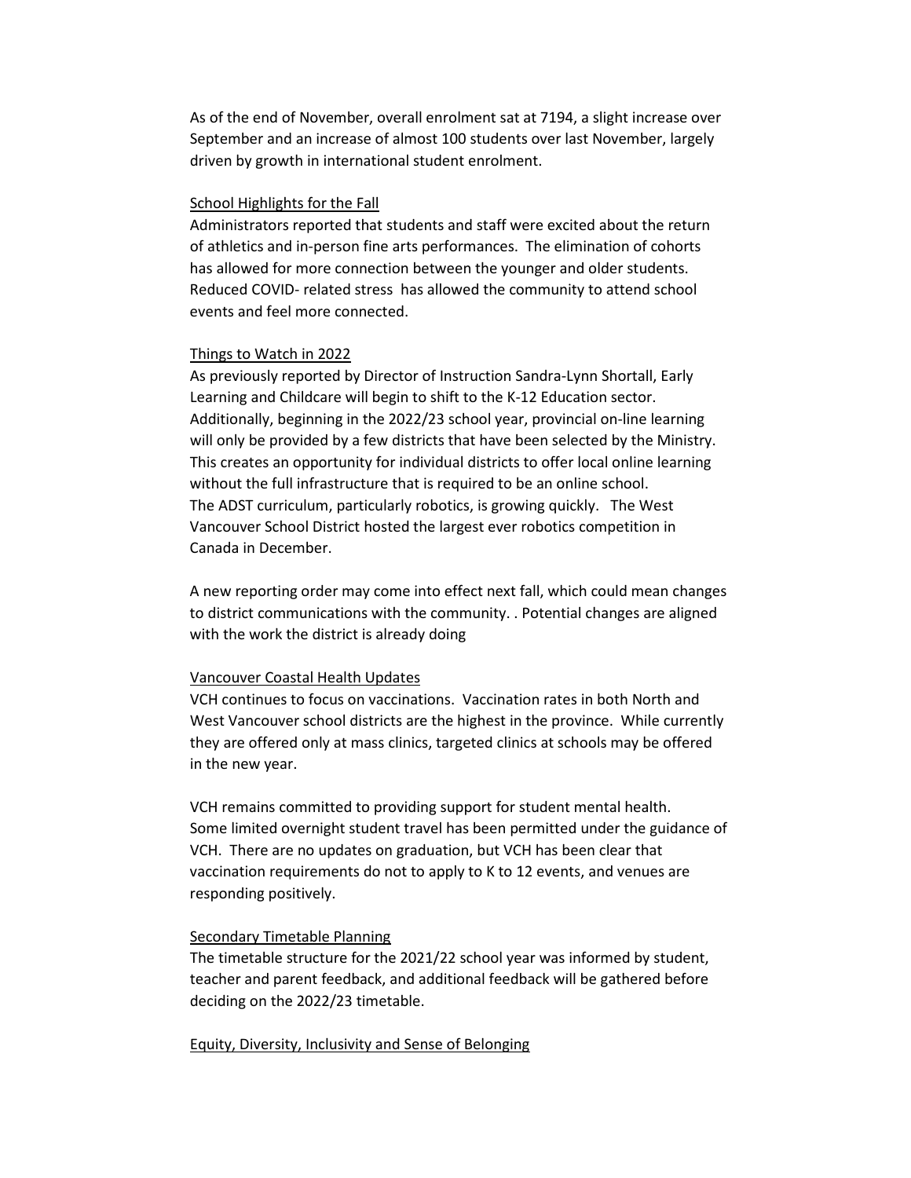As of the end of November, overall enrolment sat at 7194, a slight increase over September and an increase of almost 100 students over last November, largely driven by growth in international student enrolment.

<u>School Highlights for the Fall</u>

Administrators reported that students and staff were excited about the return of athletics and in-person fine arts performances. The elimination of cohorts has allowed for more connection between the younger and older students. Reduced COVID- related stress has allowed the community to attend school events and feel more connected.

<u>Things to Watch in 2022</u>

As previously reported by Director of Instruction Sandra-Lynn Shortall, Early Learning and Childcare will begin to shift to the K-12 Education sector. Additionally, beginning in the 2022/23 school year, provincial on-line learning will only be provided by a few districts that have been selected by the Ministry. This creates an opportunity for individual districts to offer local online learning without the full infrastructure that is required to be an online school.
The ADST curriculum, particularly robotics, is growing quickly. The West Vancouver School District hosted the largest ever robotics competition in Canada in December.

A new reporting order may come into effect next fall, which could mean changes to district communications with the community. . Potential changes are aligned with the work the district is already doing

<u>Vancouver Coastal Health Updates</u>

VCH continues to focus on vaccinations. Vaccination rates in both North and West Vancouver school districts are the highest in the province. While currently they are offered only at mass clinics, targeted clinics at schools may be offered in the new year.

VCH remains committed to providing support for student mental health.
Some limited overnight student travel has been permitted under the guidance of VCH. There are no updates on graduation, but VCH has been clear that vaccination requirements do not to apply to K to 12 events, and venues are responding positively.

<u>Secondary Timetable Planning</u>

The timetable structure for the 2021/22 school year was informed by student, teacher and parent feedback, and additional feedback will be gathered before deciding on the 2022/23 timetable.

<u>Equity, Diversity, Inclusivity and Sense of Belonging</u>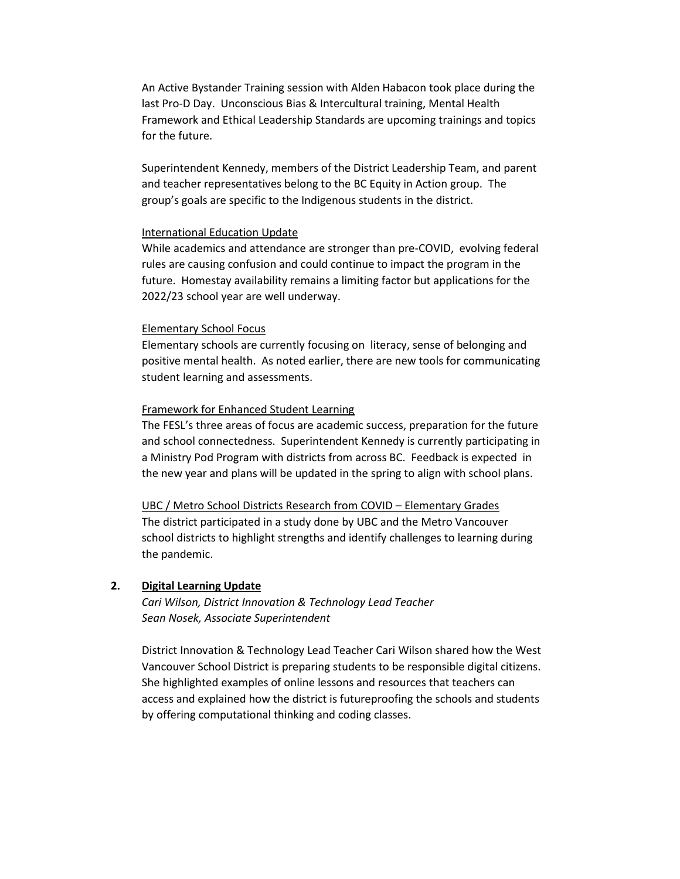An Active Bystander Training session with Alden Habacon took place during the last Pro-D Day. Unconscious Bias & Intercultural training, Mental Health Framework and Ethical Leadership Standards are upcoming trainings and topics for the future.

Superintendent Kennedy, members of the District Leadership Team, and parent and teacher representatives belong to the BC Equity in Action group. The group's goals are specific to the Indigenous students in the district.

International Education Update

While academics and attendance are stronger than pre-COVID, evolving federal rules are causing confusion and could continue to impact the program in the future. Homestay availability remains a limiting factor but applications for the 2022/23 school year are well underway.

Elementary School Focus

Elementary schools are currently focusing on literacy, sense of belonging and positive mental health. As noted earlier, there are new tools for communicating student learning and assessments.

Framework for Enhanced Student Learning

The FESL's three areas of focus are academic success, preparation for the future and school connectedness. Superintendent Kennedy is currently participating in a Ministry Pod Program with districts from across BC. Feedback is expected in the new year and plans will be updated in the spring to align with school plans.

UBC / Metro School Districts Research from COVID – Elementary Grades

The district participated in a study done by UBC and the Metro Vancouver school districts to highlight strengths and identify challenges to learning during the pandemic.

**2. Digital Learning Update**

*Cari Wilson, District Innovation & Technology Lead Teacher*
*Sean Nosek, Associate Superintendent*

District Innovation & Technology Lead Teacher Cari Wilson shared how the West Vancouver School District is preparing students to be responsible digital citizens. She highlighted examples of online lessons and resources that teachers can access and explained how the district is futureproofing the schools and students by offering computational thinking and coding classes.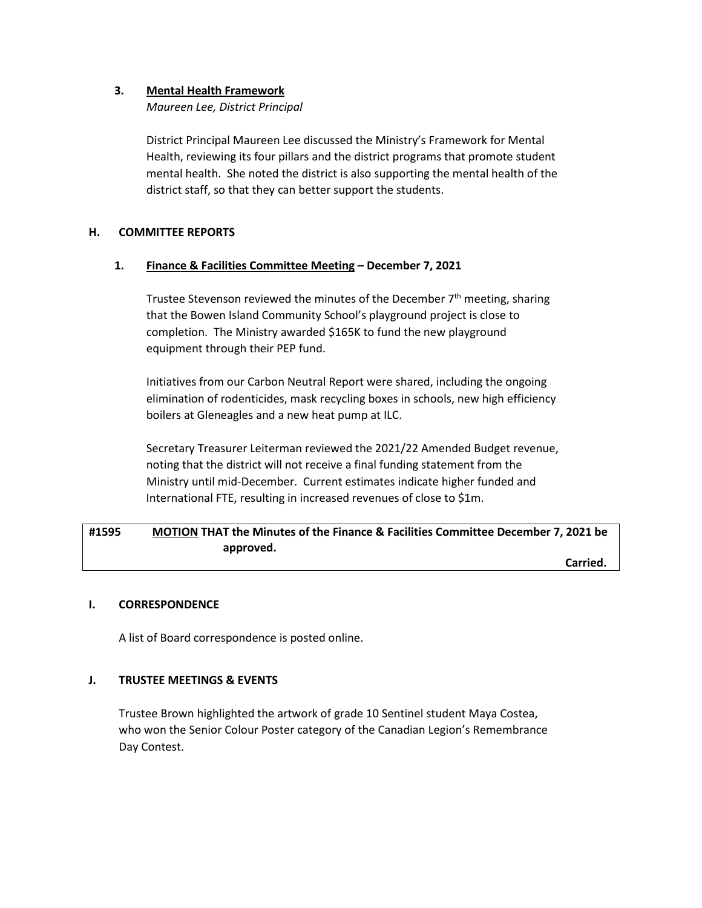### 3. Mental Health Framework

*Maureen Lee, District Principal*

District Principal Maureen Lee discussed the Ministry's Framework for Mental Health, reviewing its four pillars and the district programs that promote student mental health. She noted the district is also supporting the mental health of the district staff, so that they can better support the students.

## H. COMMITTEE REPORTS

### 1. Finance & Facilities Committee Meeting – December 7, 2021

Trustee Stevenson reviewed the minutes of the December 7th meeting, sharing that the Bowen Island Community School's playground project is close to completion. The Ministry awarded $165K to fund the new playground equipment through their PEP fund.

Initiatives from our Carbon Neutral Report were shared, including the ongoing elimination of rodenticides, mask recycling boxes in schools, new high efficiency boilers at Gleneagles and a new heat pump at ILC.

Secretary Treasurer Leiterman reviewed the 2021/22 Amended Budget revenue, noting that the district will not receive a final funding statement from the Ministry until mid-December. Current estimates indicate higher funded and International FTE, resulting in increased revenues of close to $1m.

**#1595 MOTION THAT the Minutes of the Finance & Facilities Committee December 7, 2021 be approved.**

**Carried.**

## I. CORRESPONDENCE

A list of Board correspondence is posted online.

## J. TRUSTEE MEETINGS & EVENTS

Trustee Brown highlighted the artwork of grade 10 Sentinel student Maya Costea, who won the Senior Colour Poster category of the Canadian Legion's Remembrance Day Contest.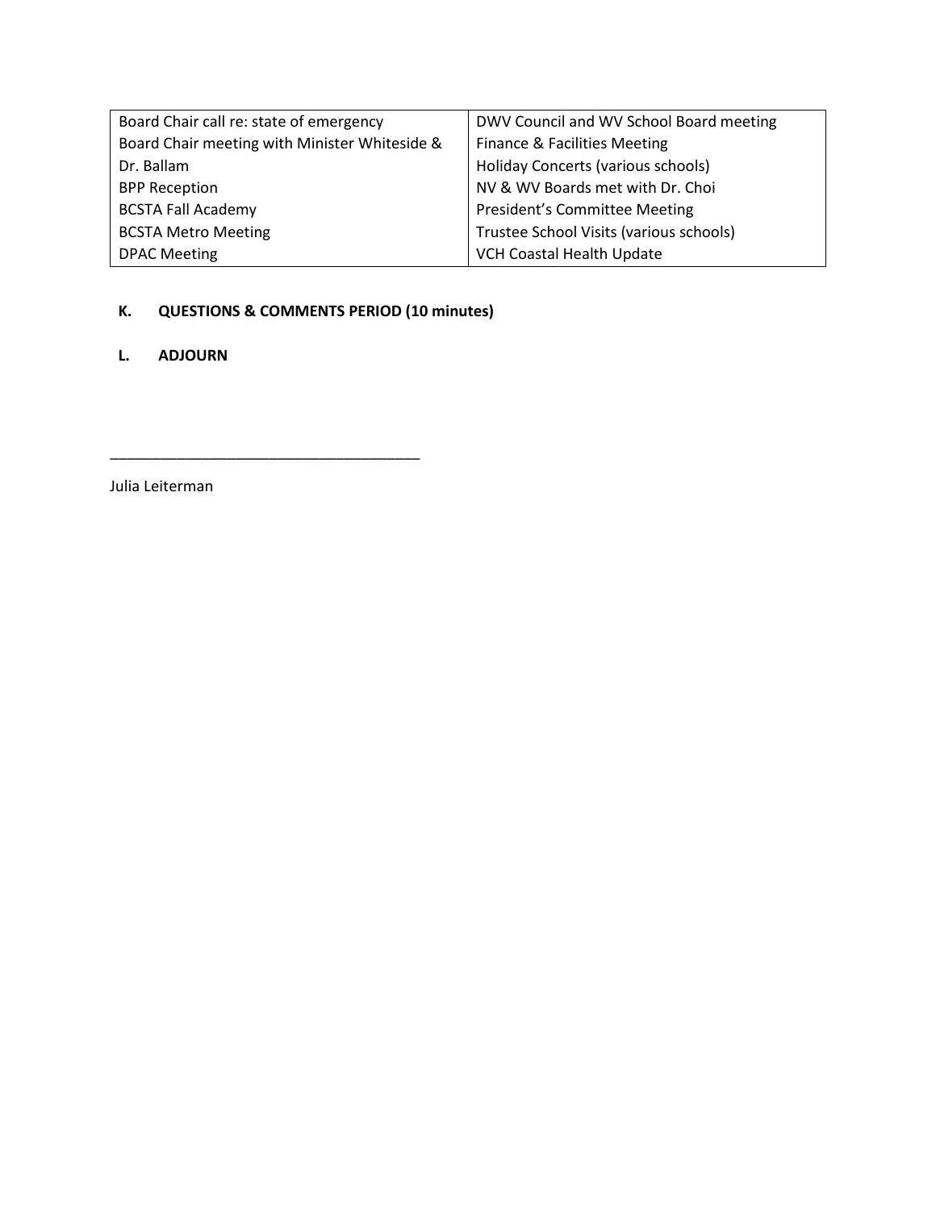| | |
|---|---|
| Board Chair call re: state of emergency | DWV Council and WV School Board meeting |
| Board Chair meeting with Minister Whiteside & Dr. Ballam | Finance & Facilities Meeting |
| | Holiday Concerts (various schools) |
| BPP Reception | NV & WV Boards met with Dr. Choi |
| BCSTA Fall Academy | President's Committee Meeting |
| BCSTA Metro Meeting | Trustee School Visits (various schools) |
| DPAC Meeting | VCH Coastal Health Update |

**K. QUESTIONS & COMMENTS PERIOD (10 minutes)**

**L. ADJOURN**

\_\_\_\_\_\_\_\_\_\_\_\_\_\_\_\_\_\_\_\_\_\_\_\_\_\_\_\_\_\_\_\_\_\_\_\_\_\_\_\_

Julia Leiterman